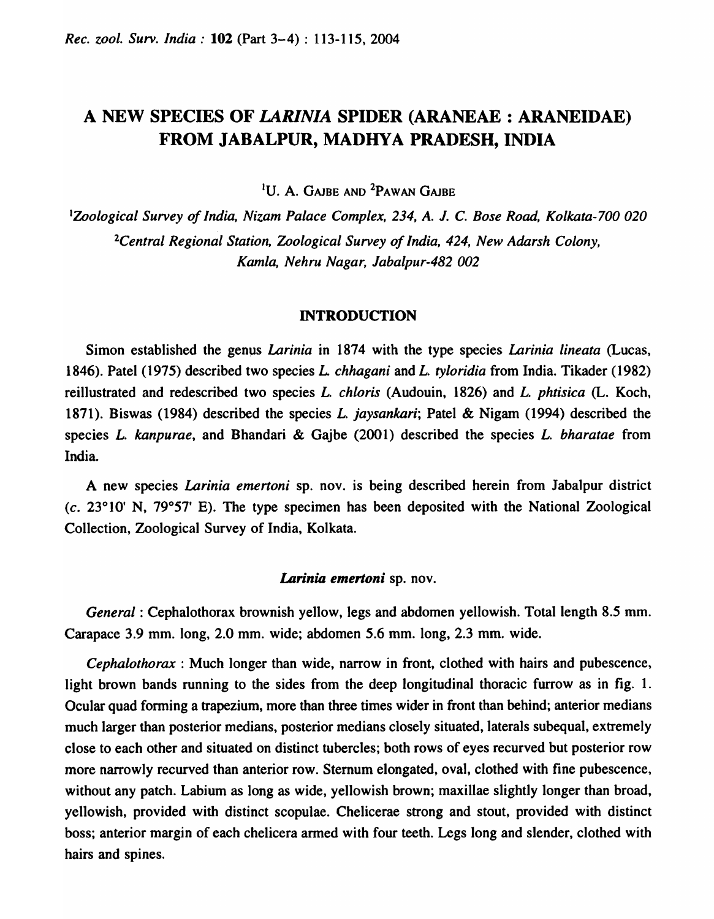# A NEW SPECIES OF *LARINIA* SPIDER (ARANEAE : ARANEIDAE) FROM JABALPUR, MADHYA PRADESH, INDIA

[1]U. A. GAJBE AND [2]PAWAN GAJBE

[1]*Zoological Survey of India, Nizam Palace Complex, 234, A. J. C. Bose Road, Kolkata-700 020*

[2]*Central Regional Station, Zoological Survey of India, 424, New Adarsh Colony, Kamla, Nehru Nagar, Jabalpur-482 002*

## INTRODUCTION

Simon established the genus *Larinia* in 1874 with the type species *Larinia lineata* (Lucas, 1846). Patel (1975) described two species *L. chhagani* and *L. tyloridia* from India. Tikader (1982) reillustrated and redescribed two species *L. chloris* (Audouin, 1826) and *L. phtisica* (L. Koch, 1871). Biswas (1984) described the species *L. jaysankari*; Patel & Nigam (1994) described the species *L. kanpurae*, and Bhandari & Gajbe (2001) described the species *L. bharatae* from India.

A new species *Larinia emertoni* sp. nov. is being described herein from Jabalpur district (*c.* 23°10' N, 79°57' E). The type specimen has been deposited with the National Zoological Collection, Zoological Survey of India, Kolkata.

### *Larinia emertoni* sp. nov.

*General* : Cephalothorax brownish yellow, legs and abdomen yellowish. Total length 8.5 mm. Carapace 3.9 mm. long, 2.0 mm. wide; abdomen 5.6 mm. long, 2.3 mm. wide.

*Cephalothorax* : Much longer than wide, narrow in front, clothed with hairs and pubescence, light brown bands running to the sides from the deep longitudinal thoracic furrow as in fig. 1. Ocular quad forming a trapezium, more than three times wider in front than behind; anterior medians much larger than posterior medians, posterior medians closely situated, laterals subequal, extremely close to each other and situated on distinct tubercles; both rows of eyes recurved but posterior row more narrowly recurved than anterior row. Sternum elongated, oval, clothed with fine pubescence, without any patch. Labium as long as wide, yellowish brown; maxillae slightly longer than broad, yellowish, provided with distinct scopulae. Chelicerae strong and stout, provided with distinct boss; anterior margin of each chelicera armed with four teeth. Legs long and slender, clothed with hairs and spines.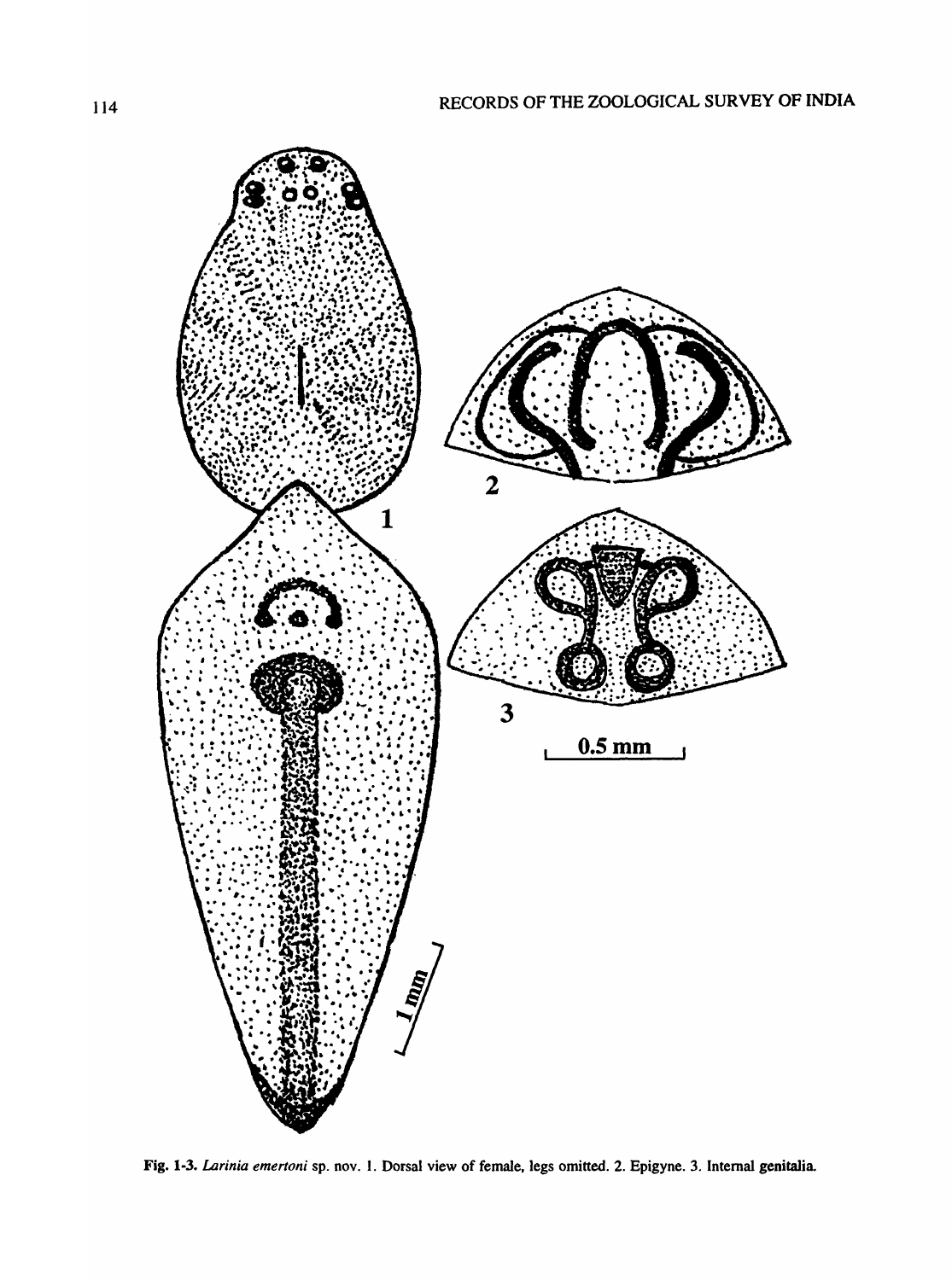Fig. 1-3. *Larinia emertoni* sp. nov. 1. Dorsal view of female, legs omitted. 2. Epigyne. 3. Internal genitalia.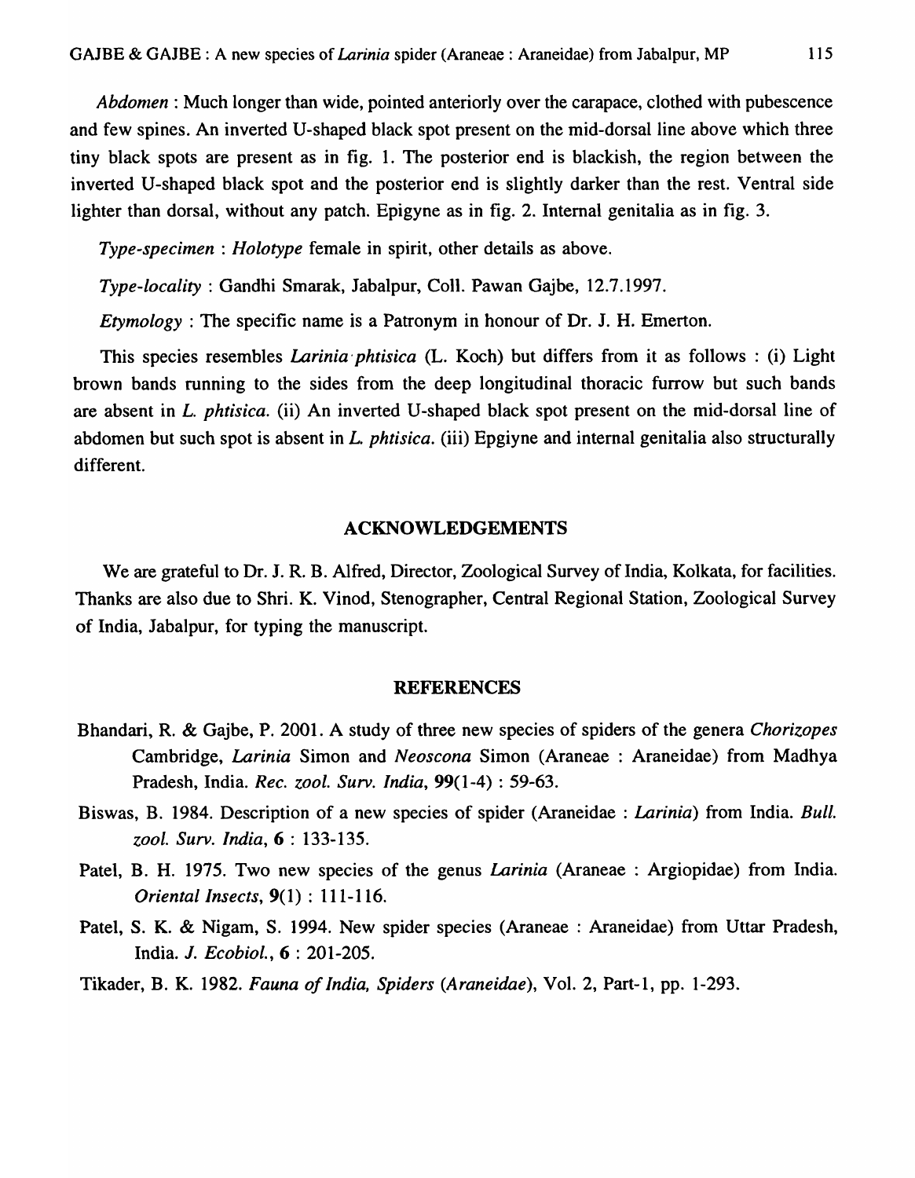*Abdomen* : Much longer than wide, pointed anteriorly over the carapace, clothed with pubescence and few spines. An inverted U-shaped black spot present on the mid-dorsal line above which three tiny black spots are present as in fig. 1. The posterior end is blackish, the region between the inverted U-shaped black spot and the posterior end is slightly darker than the rest. Ventral side lighter than dorsal, without any patch. Epigyne as in fig. 2. Internal genitalia as in fig. 3.

*Type-specimen* : *Holotype* female in spirit, other details as above.

*Type-locality* : Gandhi Smarak, Jabalpur, Coll. Pawan Gajbe, 12.7.1997.

*Etymology* : The specific name is a Patronym in honour of Dr. J. H. Emerton.

This species resembles *Larinia phtisica* (L. Koch) but differs from it as follows : (i) Light brown bands running to the sides from the deep longitudinal thoracic furrow but such bands are absent in *L. phtisica*. (ii) An inverted U-shaped black spot present on the mid-dorsal line of abdomen but such spot is absent in *L. phtisica*. (iii) Epgiyne and internal genitalia also structurally different.

## ACKNOWLEDGEMENTS

We are grateful to Dr. J. R. B. Alfred, Director, Zoological Survey of India, Kolkata, for facilities. Thanks are also due to Shri. K. Vinod, Stenographer, Central Regional Station, Zoological Survey of India, Jabalpur, for typing the manuscript.

## REFERENCES

Bhandari, R. & Gajbe, P. 2001. A study of three new species of spiders of the genera *Chorizopes* Cambridge, *Larinia* Simon and *Neoscona* Simon (Araneae : Araneidae) from Madhya Pradesh, India. *Rec. zool. Surv. India*, **99**(1-4) : 59-63.

Biswas, B. 1984. Description of a new species of spider (Araneidae : *Larinia*) from India. *Bull. zool. Surv. India*, **6** : 133-135.

Patel, B. H. 1975. Two new species of the genus *Larinia* (Araneae : Argiopidae) from India. *Oriental Insects*, **9**(1) : 111-116.

Patel, S. K. & Nigam, S. 1994. New spider species (Araneae : Araneidae) from Uttar Pradesh, India. *J. Ecobiol.*, **6** : 201-205.

Tikader, B. K. 1982. *Fauna of India, Spiders (Araneidae)*, Vol. 2, Part-1, pp. 1-293.